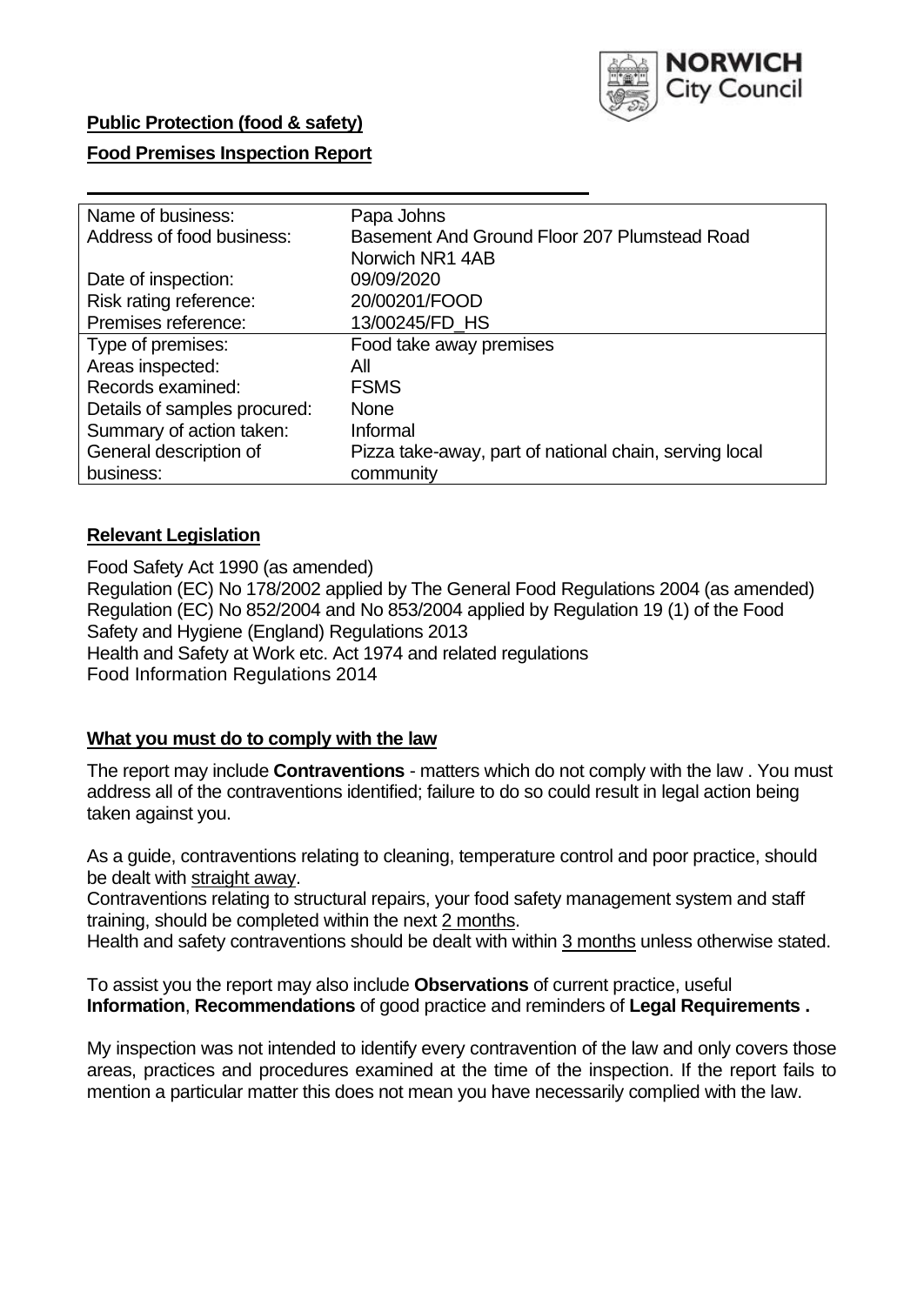**Public Protection (food & safety)**

**Food Premises Inspection Report**

| Name of business: | Papa Johns |
|---|---|
| Address of food business: | Basement And Ground Floor 207 Plumstead Road Norwich NR1 4AB |
| Date of inspection: | 09/09/2020 |
| Risk rating reference: | 20/00201/FOOD |
| Premises reference: | 13/00245/FD_HS |
| Type of premises: | Food take away premises |
| Areas inspected: | All |
| Records examined: | FSMS |
| Details of samples procured: | None |
| Summary of action taken: | Informal |
| General description of business: | Pizza take-away, part of national chain, serving local community |

## **Relevant Legislation**

Food Safety Act 1990 (as amended)
Regulation (EC) No 178/2002 applied by The General Food Regulations 2004 (as amended)
Regulation (EC) No 852/2004 and No 853/2004 applied by Regulation 19 (1) of the Food Safety and Hygiene (England) Regulations 2013
Health and Safety at Work etc. Act 1974 and related regulations
Food Information Regulations 2014

## **What you must do to comply with the law**

The report may include **Contraventions** - matters which do not comply with the law . You must address all of the contraventions identified; failure to do so could result in legal action being taken against you.

As a guide, contraventions relating to cleaning, temperature control and poor practice, should be dealt with straight away.
Contraventions relating to structural repairs, your food safety management system and staff training, should be completed within the next 2 months.
Health and safety contraventions should be dealt with within 3 months unless otherwise stated.

To assist you the report may also include **Observations** of current practice, useful **Information**, **Recommendations** of good practice and reminders of **Legal Requirements .**

My inspection was not intended to identify every contravention of the law and only covers those areas, practices and procedures examined at the time of the inspection. If the report fails to mention a particular matter this does not mean you have necessarily complied with the law.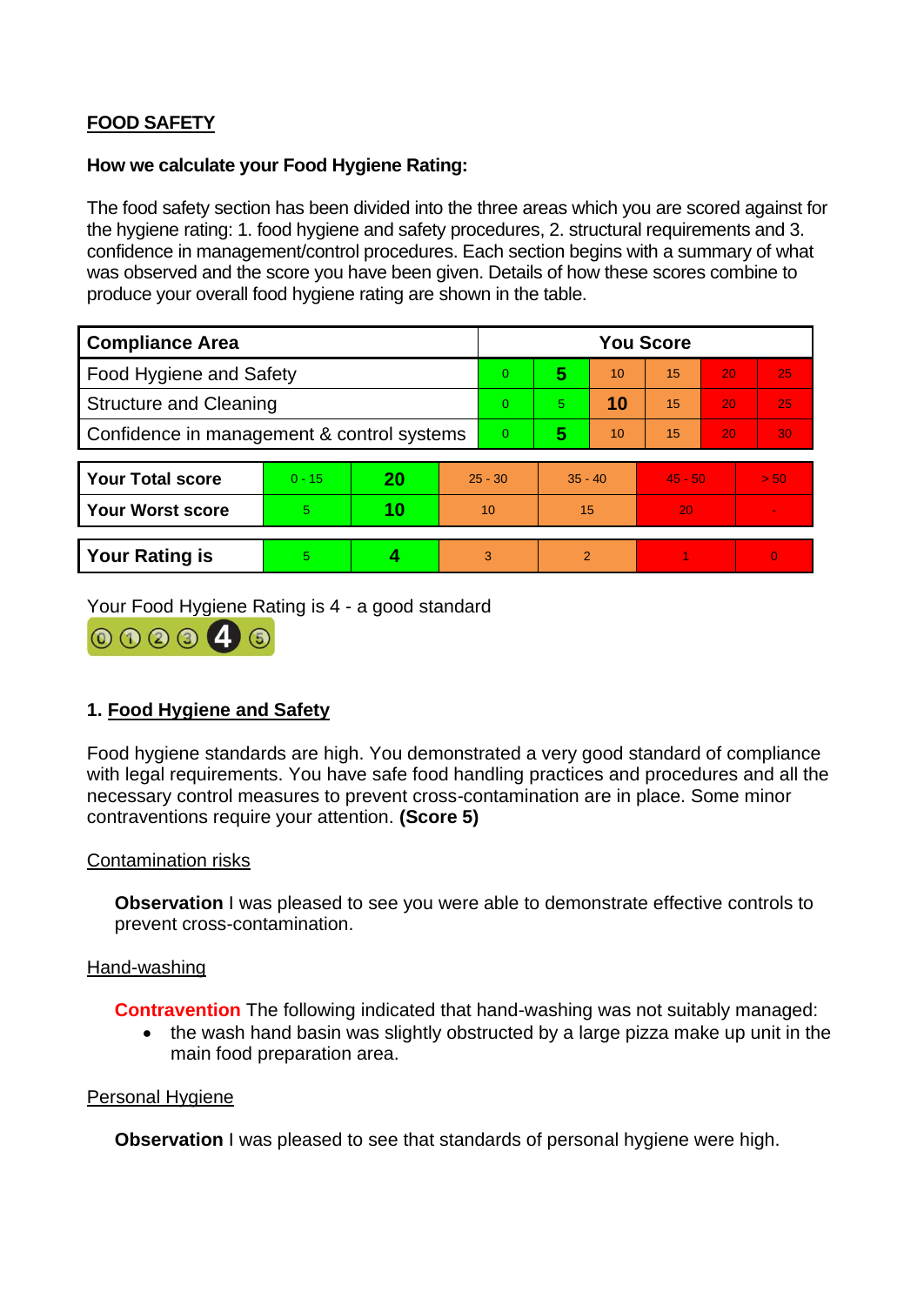**FOOD SAFETY**

**How we calculate your Food Hygiene Rating:**

The food safety section has been divided into the three areas which you are scored against for the hygiene rating: 1. food hygiene and safety procedures, 2. structural requirements and 3. confidence in management/control procedures. Each section begins with a summary of what was observed and the score you have been given. Details of how these scores combine to produce your overall food hygiene rating are shown in the table.

| Compliance Area | You Score | | | | | |
|---|---|---|---|---|---|---|
| Food Hygiene and Safety | 0 | **5** | 10 | 15 | 20 | 25 |
| Structure and Cleaning | 0 | 5 | **10** | 15 | 20 | 25 |
| Confidence in management & control systems | 0 | **5** | 10 | 15 | 20 | 30 |

| | | | | | | |
|---|---|---|---|---|---|---|
| **Your Total score** | 0 - 15 | **20** | 25 - 30 | 35 - 40 | 45 - 50 | > 50 |
| **Your Worst score** | 5 | **10** | 10 | 15 | 20 | - |

| | | | | | | |
|---|---|---|---|---|---|---|
| **Your Rating is** | 5 | **4** | 3 | 2 | 1 | 0 |

Your Food Hygiene Rating is 4 - a good standard

## 1. Food Hygiene and Safety

Food hygiene standards are high. You demonstrated a very good standard of compliance with legal requirements. You have safe food handling practices and procedures and all the necessary control measures to prevent cross-contamination are in place. Some minor contraventions require your attention. **(Score 5)**

Contamination risks

**Observation** I was pleased to see you were able to demonstrate effective controls to prevent cross-contamination.

Hand-washing

**Contravention** The following indicated that hand-washing was not suitably managed:

- the wash hand basin was slightly obstructed by a large pizza make up unit in the main food preparation area.

Personal Hygiene

**Observation** I was pleased to see that standards of personal hygiene were high.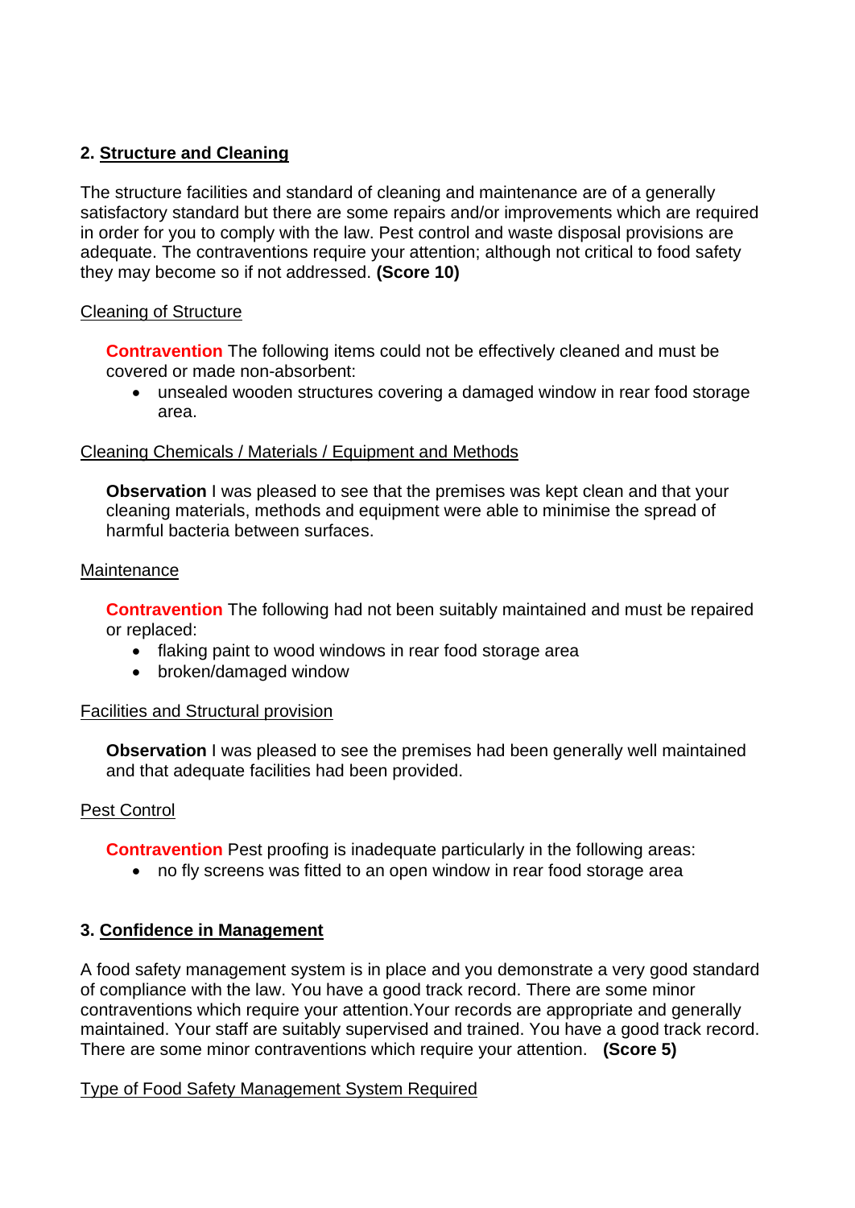## 2. Structure and Cleaning

The structure facilities and standard of cleaning and maintenance are of a generally satisfactory standard but there are some repairs and/or improvements which are required in order for you to comply with the law. Pest control and waste disposal provisions are adequate. The contraventions require your attention; although not critical to food safety they may become so if not addressed. **(Score 10)**

Cleaning of Structure

**Contravention** The following items could not be effectively cleaned and must be covered or made non-absorbent:

- unsealed wooden structures covering a damaged window in rear food storage area.

Cleaning Chemicals / Materials / Equipment and Methods

**Observation** I was pleased to see that the premises was kept clean and that your cleaning materials, methods and equipment were able to minimise the spread of harmful bacteria between surfaces.

Maintenance

**Contravention** The following had not been suitably maintained and must be repaired or replaced:

- flaking paint to wood windows in rear food storage area
- broken/damaged window

Facilities and Structural provision

**Observation** I was pleased to see the premises had been generally well maintained and that adequate facilities had been provided.

Pest Control

**Contravention** Pest proofing is inadequate particularly in the following areas:

- no fly screens was fitted to an open window in rear food storage area

## 3. Confidence in Management

A food safety management system is in place and you demonstrate a very good standard of compliance with the law. You have a good track record. There are some minor contraventions which require your attention.Your records are appropriate and generally maintained. Your staff are suitably supervised and trained. You have a good track record. There are some minor contraventions which require your attention. **(Score 5)**

Type of Food Safety Management System Required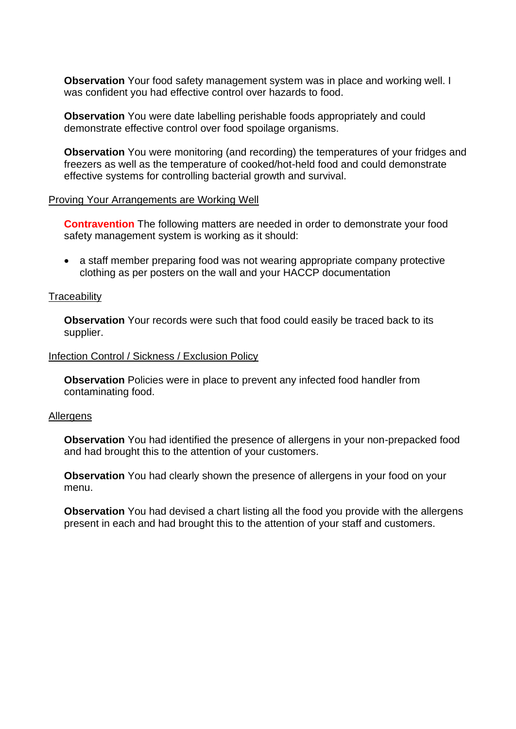**Observation** Your food safety management system was in place and working well. I was confident you had effective control over hazards to food.

**Observation** You were date labelling perishable foods appropriately and could demonstrate effective control over food spoilage organisms.

**Observation** You were monitoring (and recording) the temperatures of your fridges and freezers as well as the temperature of cooked/hot-held food and could demonstrate effective systems for controlling bacterial growth and survival.

Proving Your Arrangements are Working Well

**Contravention** The following matters are needed in order to demonstrate your food safety management system is working as it should:

- a staff member preparing food was not wearing appropriate company protective clothing as per posters on the wall and your HACCP documentation

Traceability

**Observation** Your records were such that food could easily be traced back to its supplier.

Infection Control / Sickness / Exclusion Policy

**Observation** Policies were in place to prevent any infected food handler from contaminating food.

Allergens

**Observation** You had identified the presence of allergens in your non-prepacked food and had brought this to the attention of your customers.

**Observation** You had clearly shown the presence of allergens in your food on your menu.

**Observation** You had devised a chart listing all the food you provide with the allergens present in each and had brought this to the attention of your staff and customers.